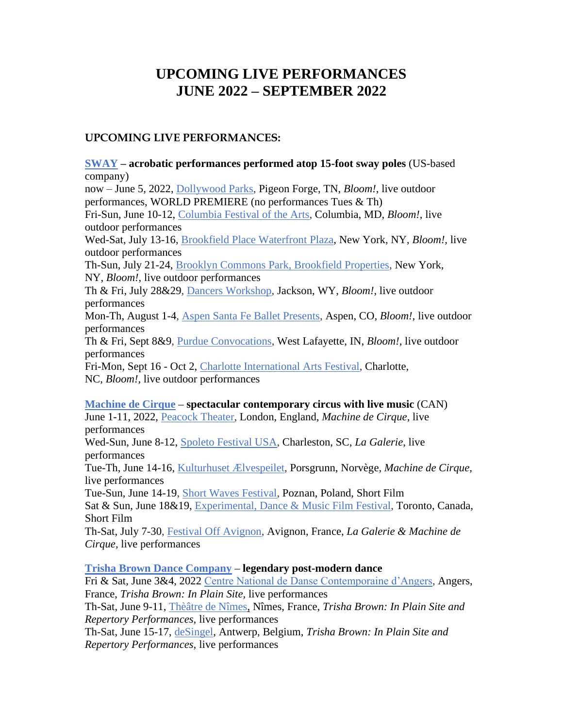# UPCOMING LIVE PERFORMANCES
# JUNE 2022 – SEPTEMBER 2022

## UPCOMING LIVE PERFORMANCES:

**SWAY – acrobatic performances performed atop 15-foot sway poles** (US-based company)
now – June 5, 2022, Dollywood Parks, Pigeon Forge, TN, *Bloom!*, live outdoor performances, WORLD PREMIERE (no performances Tues & Th)
Fri-Sun, June 10-12, Columbia Festival of the Arts, Columbia, MD, *Bloom!*, live outdoor performances
Wed-Sat, July 13-16, Brookfield Place Waterfront Plaza, New York, NY, *Bloom!*, live outdoor performances
Th-Sun, July 21-24, Brooklyn Commons Park, Brookfield Properties, New York, NY, *Bloom!*, live outdoor performances
Th & Fri, July 28&29, Dancers Workshop, Jackson, WY, *Bloom!*, live outdoor performances
Mon-Th, August 1-4, Aspen Santa Fe Ballet Presents, Aspen, CO, *Bloom!*, live outdoor performances
Th & Fri, Sept 8&9, Purdue Convocations, West Lafayette, IN, *Bloom!*, live outdoor performances
Fri-Mon, Sept 16 - Oct 2, Charlotte International Arts Festival, Charlotte, NC, *Bloom!*, live outdoor performances

**Machine de Cirque – spectacular contemporary circus with live music** (CAN)
June 1-11, 2022, Peacock Theater, London, England, *Machine de Cirque*, live performances
Wed-Sun, June 8-12, Spoleto Festival USA, Charleston, SC, *La Galerie*, live performances
Tue-Th, June 14-16, Kulturhuset Ælvespeilet, Porsgrunn, Norvège, *Machine de Cirque*, live performances
Tue-Sun, June 14-19, Short Waves Festival, Poznan, Poland, Short Film
Sat & Sun, June 18&19, Experimental, Dance & Music Film Festival, Toronto, Canada, Short Film
Th-Sat, July 7-30, Festival Off Avignon, Avignon, France, *La Galerie & Machine de Cirque*, live performances

**Trisha Brown Dance Company – legendary post-modern dance**
Fri & Sat, June 3&4, 2022 Centre National de Danse Contemporaine d'Angers, Angers, France, *Trisha Brown: In Plain Site*, live performances
Th-Sat, June 9-11, Thèâtre de Nîmes, Nîmes, France, *Trisha Brown: In Plain Site and Repertory Performances*, live performances
Th-Sat, June 15-17, deSingel, Antwerp, Belgium, *Trisha Brown: In Plain Site and Repertory Performances*, live performances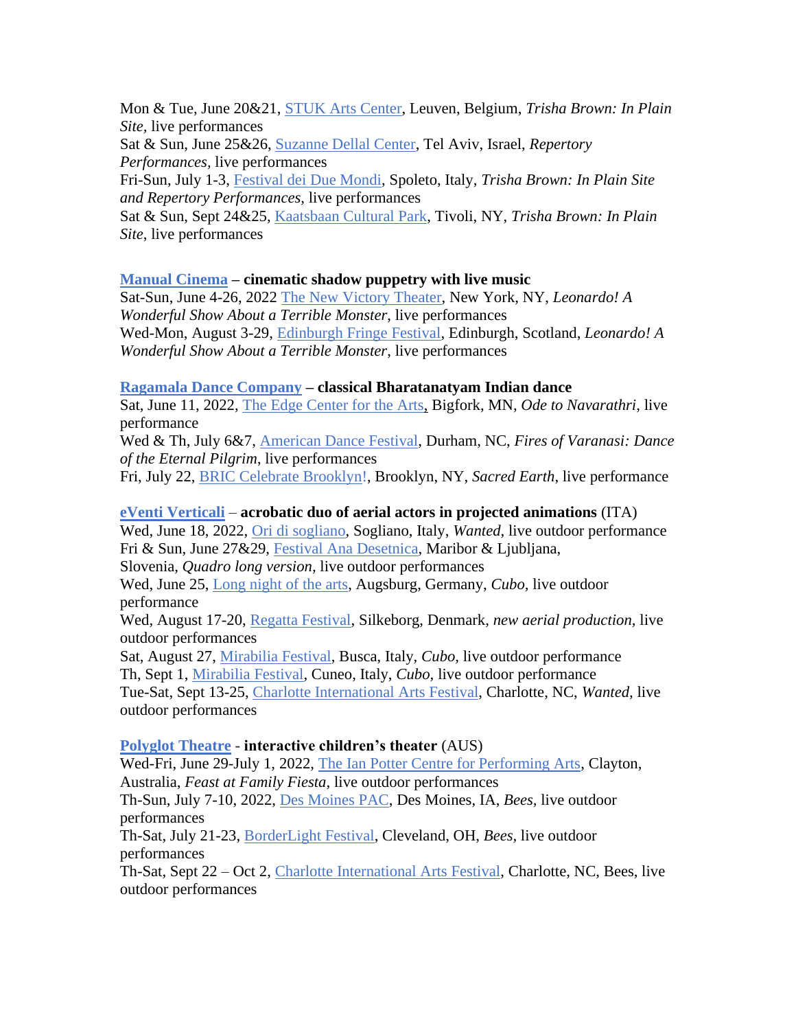Mon & Tue, June 20&21, STUK Arts Center, Leuven, Belgium, *Trisha Brown: In Plain Site*, live performances
Sat & Sun, June 25&26, Suzanne Dellal Center, Tel Aviv, Israel, *Repertory Performances,* live performances
Fri-Sun, July 1-3, Festival dei Due Mondi, Spoleto, Italy, *Trisha Brown: In Plain Site and Repertory Performances,* live performances
Sat & Sun, Sept 24&25, Kaatsbaan Cultural Park, Tivoli, NY, *Trisha Brown: In Plain Site*, live performances

**Manual Cinema – cinematic shadow puppetry with live music**
Sat-Sun, June 4-26, 2022 The New Victory Theater, New York, NY, *Leonardo! A Wonderful Show About a Terrible Monster*, live performances
Wed-Mon, August 3-29, Edinburgh Fringe Festival, Edinburgh, Scotland, *Leonardo! A Wonderful Show About a Terrible Monster*, live performances

**Ragamala Dance Company – classical Bharatanatyam Indian dance**
Sat, June 11, 2022, The Edge Center for the Arts, Bigfork, MN, *Ode to Navarathri*, live performance
Wed & Th, July 6&7, American Dance Festival, Durham, NC, *Fires of Varanasi: Dance of the Eternal Pilgrim*, live performances
Fri, July 22, BRIC Celebrate Brooklyn!, Brooklyn, NY, *Sacred Earth*, live performance

**eVenti Verticali – acrobatic duo of aerial actors in projected animations** (ITA)
Wed, June 18, 2022, Ori di sogliano, Sogliano, Italy, *Wanted,* live outdoor performance
Fri & Sun, June 27&29, Festival Ana Desetnica, Maribor & Ljubljana, Slovenia, *Quadro long version,* live outdoor performances
Wed, June 25, Long night of the arts, Augsburg, Germany, *Cubo,* live outdoor performance
Wed, August 17-20, Regatta Festival, Silkeborg, Denmark, *new aerial production,* live outdoor performances
Sat, August 27, Mirabilia Festival, Busca, Italy, *Cubo,* live outdoor performance
Th, Sept 1, Mirabilia Festival, Cuneo, Italy, *Cubo,* live outdoor performance
Tue-Sat, Sept 13-25, Charlotte International Arts Festival, Charlotte, NC, *Wanted,* live outdoor performances

**Polyglot Theatre - interactive children's theater** (AUS)
Wed-Fri, June 29-July 1, 2022, The Ian Potter Centre for Performing Arts, Clayton, Australia, *Feast at Family Fiesta,* live outdoor performances
Th-Sun, July 7-10, 2022, Des Moines PAC, Des Moines, IA, *Bees,* live outdoor performances
Th-Sat, July 21-23, BorderLight Festival, Cleveland, OH, *Bees,* live outdoor performances
Th-Sat, Sept 22 – Oct 2, Charlotte International Arts Festival, Charlotte, NC, Bees, live outdoor performances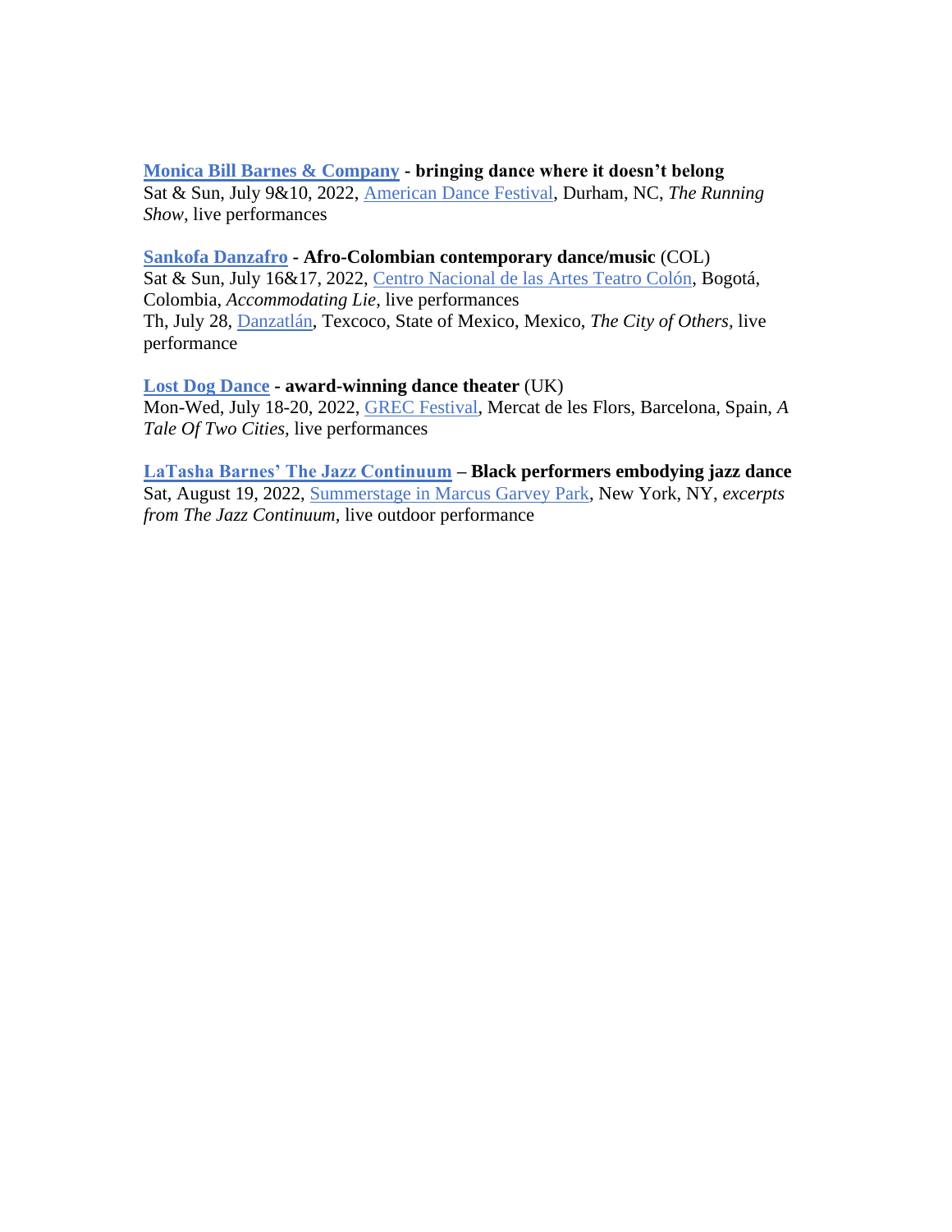**Monica Bill Barnes & Company - bringing dance where it doesn't belong**
Sat & Sun, July 9&10, 2022, American Dance Festival, Durham, NC, *The Running Show*, live performances

**Sankofa Danzafro - Afro-Colombian contemporary dance/music** (COL)
Sat & Sun, July 16&17, 2022, Centro Nacional de las Artes Teatro Colón, Bogotá, Colombia, *Accommodating Lie*, live performances
Th, July 28, Danzatlán, Texcoco, State of Mexico, Mexico, *The City of Others*, live performance

**Lost Dog Dance - award-winning dance theater** (UK)
Mon-Wed, July 18-20, 2022, GREC Festival, Mercat de les Flors, Barcelona, Spain, *A Tale Of Two Cities*, live performances

**LaTasha Barnes' The Jazz Continuum – Black performers embodying jazz dance**
Sat, August 19, 2022, Summerstage in Marcus Garvey Park, New York, NY, *excerpts from The Jazz Continuum*, live outdoor performance